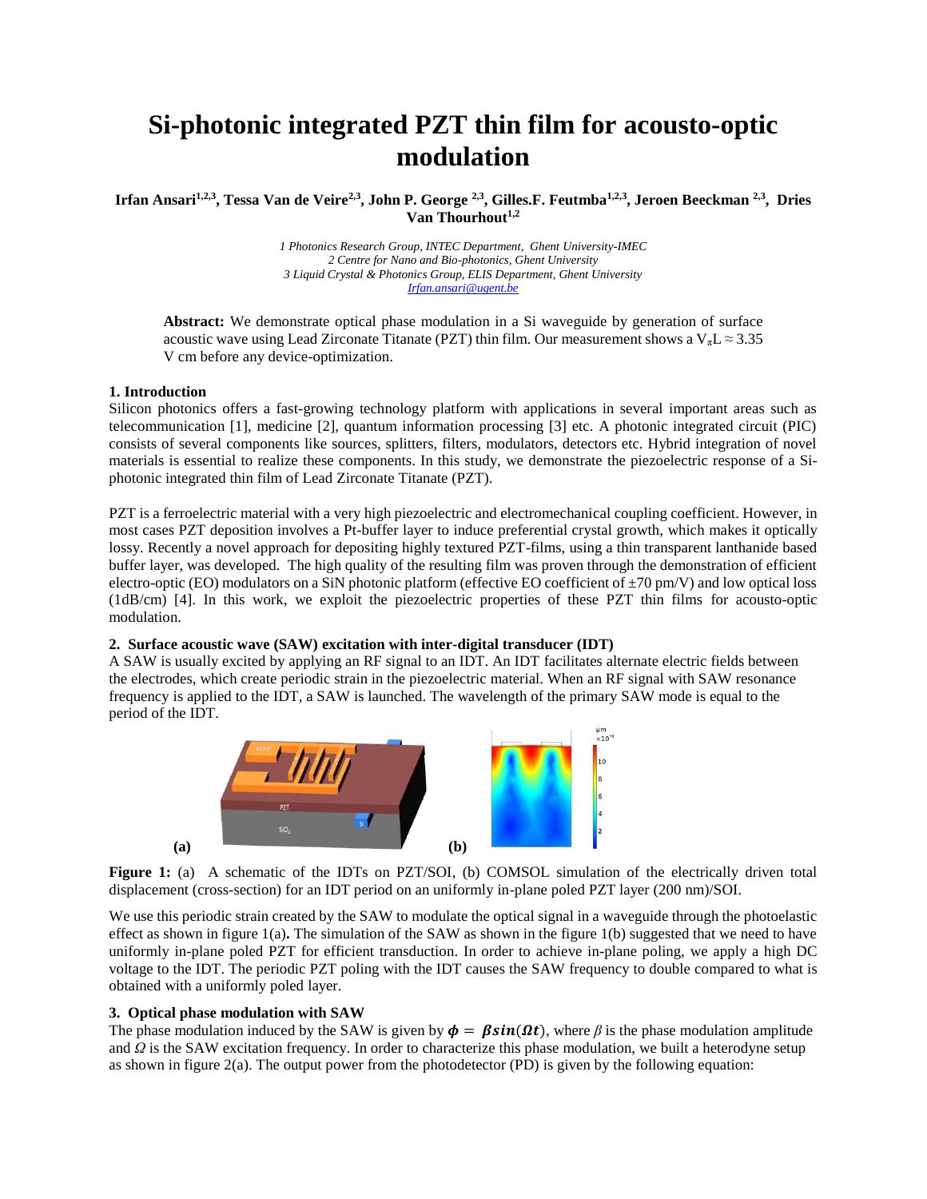# Si-photonic integrated PZT thin film for acousto-optic modulation

**Irfan Ansari[1,2,3], Tessa Van de Veire[2,3], John P. George [2,3], Gilles.F. Feutmba[1,2,3], Jeroen Beeckman [2,3], Dries Van Thourhout[1,2]**

*1 Photonics Research Group, INTEC Department, Ghent University-IMEC*
*2 Centre for Nano and Bio-photonics, Ghent University*
*3 Liquid Crystal & Photonics Group, ELIS Department, Ghent University*
*Irfan.ansari@ugent.be*

**Abstract:** We demonstrate optical phase modulation in a Si waveguide by generation of surface acoustic wave using Lead Zirconate Titanate (PZT) thin film. Our measurement shows a $V_\pi L \approx 3.35$ V cm before any device-optimization.

### 1. Introduction

Silicon photonics offers a fast-growing technology platform with applications in several important areas such as telecommunication [1], medicine [2], quantum information processing [3] etc. A photonic integrated circuit (PIC) consists of several components like sources, splitters, filters, modulators, detectors etc. Hybrid integration of novel materials is essential to realize these components. In this study, we demonstrate the piezoelectric response of a Si-photonic integrated thin film of Lead Zirconate Titanate (PZT).

PZT is a ferroelectric material with a very high piezoelectric and electromechanical coupling coefficient. However, in most cases PZT deposition involves a Pt-buffer layer to induce preferential crystal growth, which makes it optically lossy. Recently a novel approach for depositing highly textured PZT-films, using a thin transparent lanthanide based buffer layer, was developed. The high quality of the resulting film was proven through the demonstration of efficient electro-optic (EO) modulators on a SiN photonic platform (effective EO coefficient of ±70 pm/V) and low optical loss (1dB/cm) [4]. In this work, we exploit the piezoelectric properties of these PZT thin films for acousto-optic modulation.

### 2. Surface acoustic wave (SAW) excitation with inter-digital transducer (IDT)

A SAW is usually excited by applying an RF signal to an IDT. An IDT facilitates alternate electric fields between the electrodes, which create periodic strain in the piezoelectric material. When an RF signal with SAW resonance frequency is applied to the IDT, a SAW is launched. The wavelength of the primary SAW mode is equal to the period of the IDT.

**Figure 1:** (a) A schematic of the IDTs on PZT/SOI, (b) COMSOL simulation of the electrically driven total displacement (cross-section) for an IDT period on an uniformly in-plane poled PZT layer (200 nm)/SOI.

We use this periodic strain created by the SAW to modulate the optical signal in a waveguide through the photoelastic effect as shown in figure 1(a). The simulation of the SAW as shown in the figure 1(b) suggested that we need to have uniformly in-plane poled PZT for efficient transduction. In order to achieve in-plane poling, we apply a high DC voltage to the IDT. The periodic PZT poling with the IDT causes the SAW frequency to double compared to what is obtained with a uniformly poled layer.

### 3. Optical phase modulation with SAW

The phase modulation induced by the SAW is given by $\boldsymbol{\phi} = \boldsymbol{\beta} \boldsymbol{sin}(\boldsymbol{\Omega t})$, where $\beta$ is the phase modulation amplitude and $\Omega$ is the SAW excitation frequency. In order to characterize this phase modulation, we built a heterodyne setup as shown in figure 2(a). The output power from the photodetector (PD) is given by the following equation: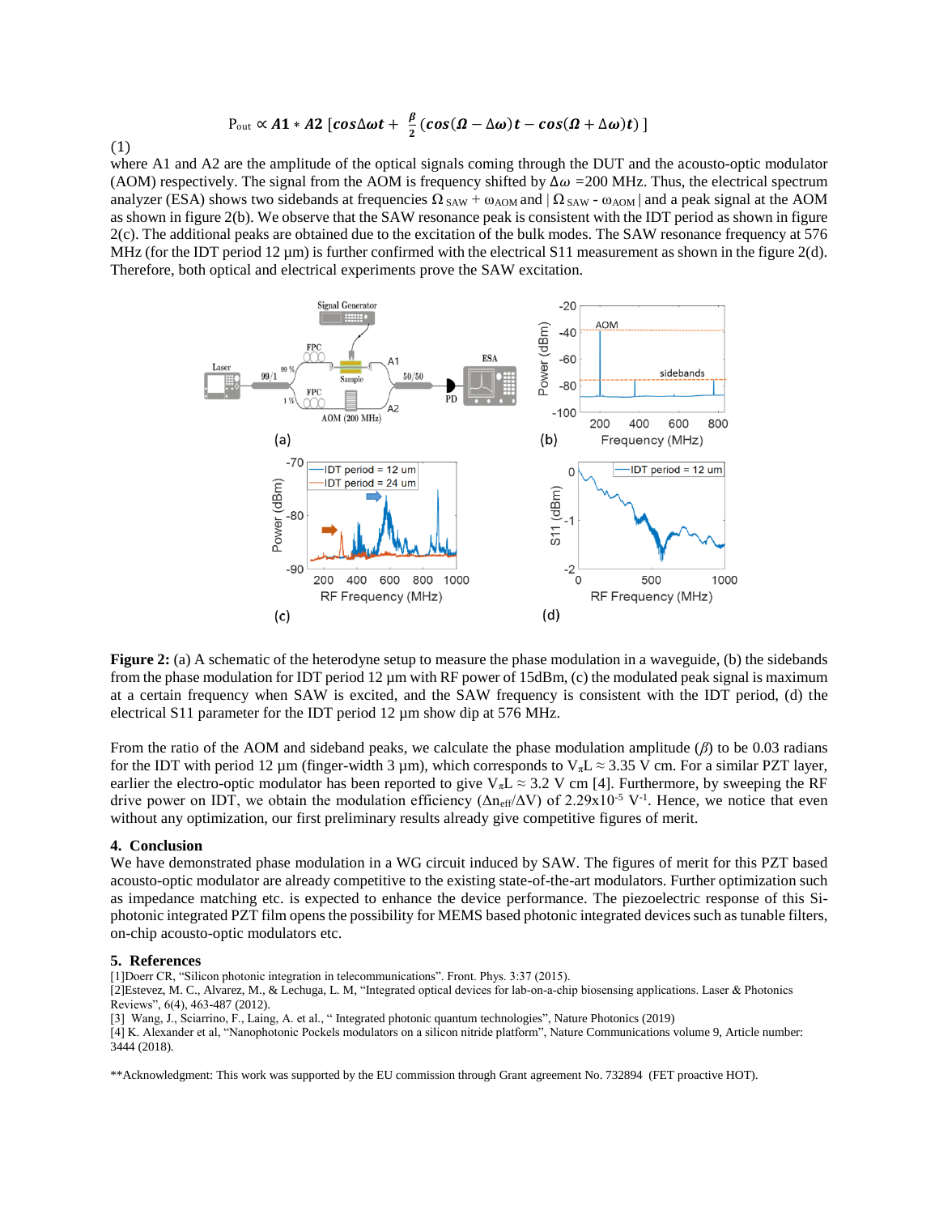$$P_{out} \propto \boldsymbol{A1} * \boldsymbol{A2}\ [\boldsymbol{cos\Delta\omega t} + \frac{\boldsymbol{\beta}}{\boldsymbol{2}}(\boldsymbol{cos(\Omega - \Delta\omega)t} - \boldsymbol{cos(\Omega + \Delta\omega)t})\ ]$$

(1)

where A1 and A2 are the amplitude of the optical signals coming through the DUT and the acousto-optic modulator (AOM) respectively. The signal from the AOM is frequency shifted by $\Delta\omega$ =200 MHz. Thus, the electrical spectrum analyzer (ESA) shows two sidebands at frequencies $\Omega_{SAW} + \omega_{AOM}$ and $|\Omega_{SAW} - \omega_{AOM}|$ and a peak signal at the AOM as shown in figure 2(b). We observe that the SAW resonance peak is consistent with the IDT period as shown in figure 2(c). The additional peaks are obtained due to the excitation of the bulk modes. The SAW resonance frequency at 576 MHz (for the IDT period 12 µm) is further confirmed with the electrical S11 measurement as shown in the figure 2(d). Therefore, both optical and electrical experiments prove the SAW excitation.

Signal Generator
FPC
Laser
99/1
99 %
1 %
FPC
Sample
A1
A2
AOM (200 MHz)
50/50
PD
ESA
(a)

AOM
sidebands
Power (dBm)
Frequency (MHz)
-20
-40
-60
-80
-100
200 400 600 800
(b)

IDT period = 12 um
IDT period = 24 um
Power (dBm)
RF Frequency (MHz)
-70
-80
-90
200 400 600 800 1000
(c)

IDT period = 12 um
S11 (dBm)
RF Frequency (MHz)
0
-1
-2
0 500 1000
(d)

**Figure 2:** (a) A schematic of the heterodyne setup to measure the phase modulation in a waveguide, (b) the sidebands from the phase modulation for IDT period 12 µm with RF power of 15dBm, (c) the modulated peak signal is maximum at a certain frequency when SAW is excited, and the SAW frequency is consistent with the IDT period, (d) the electrical S11 parameter for the IDT period 12 µm show dip at 576 MHz.

From the ratio of the AOM and sideband peaks, we calculate the phase modulation amplitude ($\beta$) to be 0.03 radians for the IDT with period 12 µm (finger-width 3 µm), which corresponds to $V_{\pi}L \approx 3.35$ V cm. For a similar PZT layer, earlier the electro-optic modulator has been reported to give $V_{\pi}L \approx 3.2$ V cm [4]. Furthermore, by sweeping the RF drive power on IDT, we obtain the modulation efficiency ($\Delta n_{eff}/\Delta V$) of $2.29\text{x}10^{-5}$ $V^{-1}$. Hence, we notice that even without any optimization, our first preliminary results already give competitive figures of merit.

## 4. Conclusion

We have demonstrated phase modulation in a WG circuit induced by SAW. The figures of merit for this PZT based acousto-optic modulator are already competitive to the existing state-of-the-art modulators. Further optimization such as impedance matching etc. is expected to enhance the device performance. The piezoelectric response of this Si-photonic integrated PZT film opens the possibility for MEMS based photonic integrated devices such as tunable filters, on-chip acousto-optic modulators etc.

## 5. References

[1]Doerr CR, "Silicon photonic integration in telecommunications". Front. Phys. 3:37 (2015).

[2]Estevez, M. C., Alvarez, M., & Lechuga, L. M, "Integrated optical devices for lab-on-a-chip biosensing applications. Laser & Photonics Reviews", 6(4), 463-487 (2012).

[3] Wang, J., Sciarrino, F., Laing, A. et al., " Integrated photonic quantum technologies", Nature Photonics (2019)

[4] K. Alexander et al, "Nanophotonic Pockels modulators on a silicon nitride platform", Nature Communications volume 9, Article number: 3444 (2018).

**Acknowledgment: This work was supported by the EU commission through Grant agreement No. 732894 (FET proactive HOT).